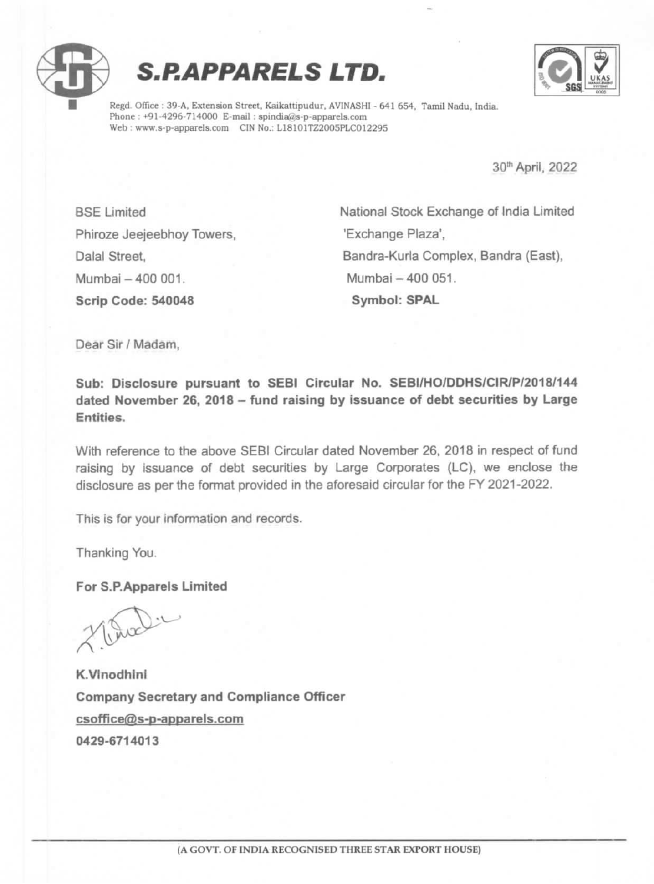# S.P.APPARELS LTD.

Regd. Office : 39-A, Extension Street, Kaikattipudur, AVINASHI - 641 654, Tamil Nadu, India.
Phone : +91-4296-714000 E-mail : spindia@s-p-apparels.com
Web : www.s-p-apparels.com CIN No.: L18101TZ2005PLC012295

30th April, 2022

BSE Limited
Phiroze Jeejeebhoy Towers,
Dalal Street,
Mumbai – 400 001.
**Scrip Code: 540048**

National Stock Exchange of India Limited
'Exchange Plaza',
Bandra-Kurla Complex, Bandra (East),
Mumbai – 400 051.
**Symbol: SPAL**

Dear Sir / Madam,

**Sub: Disclosure pursuant to SEBI Circular No. SEBI/HO/DDHS/CIR/P/2018/144 dated November 26, 2018 – fund raising by issuance of debt securities by Large Entities.**

With reference to the above SEBI Circular dated November 26, 2018 in respect of fund raising by issuance of debt securities by Large Corporates (LC), we enclose the disclosure as per the format provided in the aforesaid circular for the FY 2021-2022.

This is for your information and records.

Thanking You.

**For S.P.Apparels Limited**

**K.Vinodhini**
**Company Secretary and Compliance Officer**
**csoffice@s-p-apparels.com**
**0429-6714013**

(A GOVT. OF INDIA RECOGNISED THREE STAR EXPORT HOUSE)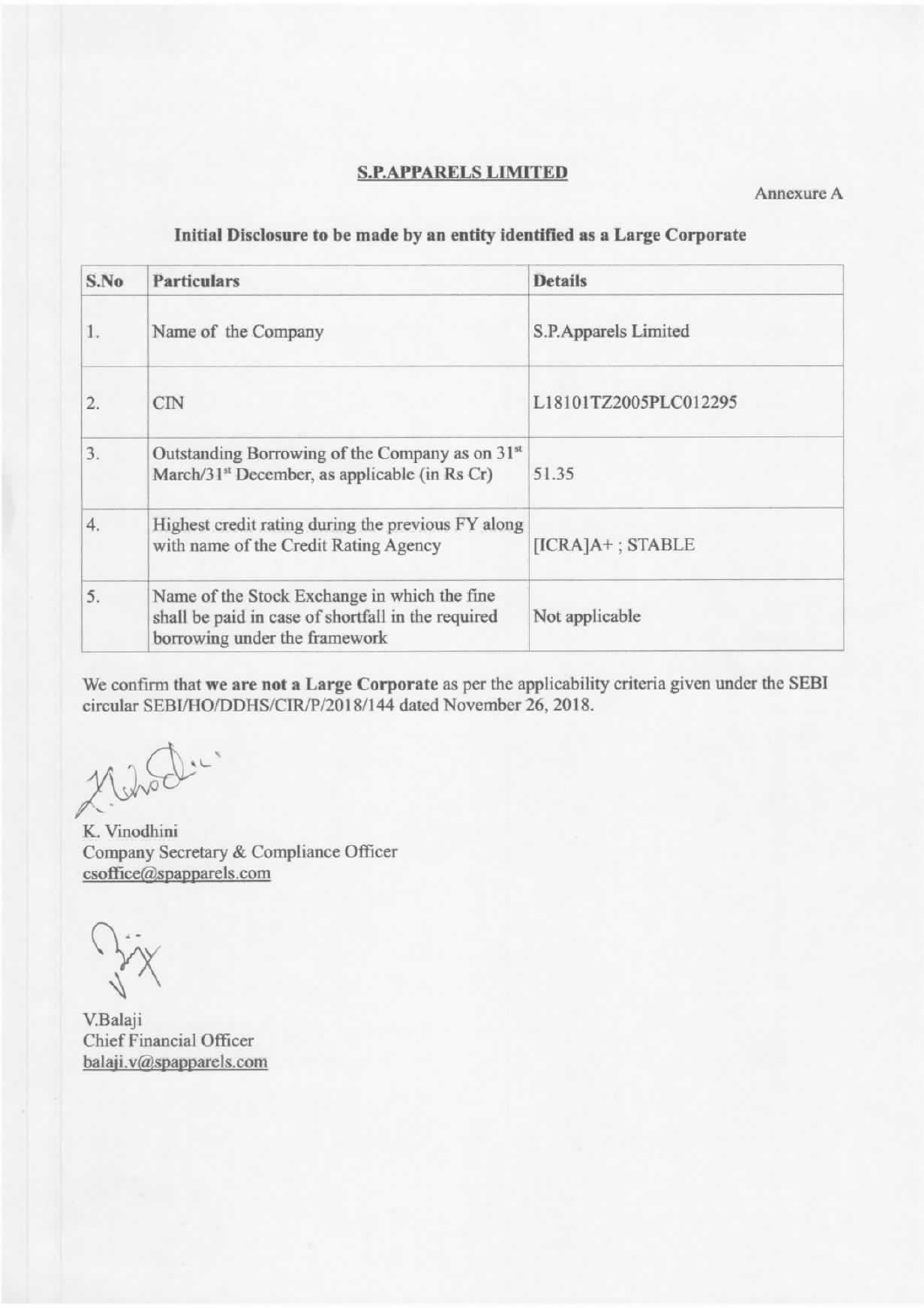**S.P.APPARELS LIMITED**

Annexure A

**Initial Disclosure to be made by an entity identified as a Large Corporate**

| S.No | Particulars | Details |
|---|---|---|
| 1. | Name of the Company | S.P.Apparels Limited |
| 2. | CIN | L18101TZ2005PLC012295 |
| 3. | Outstanding Borrowing of the Company as on 31st March/31st December, as applicable (in Rs Cr) | 51.35 |
| 4. | Highest credit rating during the previous FY along with name of the Credit Rating Agency | [ICRA]A+ ; STABLE |
| 5. | Name of the Stock Exchange in which the fine shall be paid in case of shortfall in the required borrowing under the framework | Not applicable |

We confirm that **we are not a Large Corporate** as per the applicability criteria given under the SEBI circular SEBI/HO/DDHS/CIR/P/2018/144 dated November 26, 2018.

K. Vinodhini
Company Secretary & Compliance Officer
csoffice@spapparels.com

V.Balaji
Chief Financial Officer
balaji.v@spapparels.com